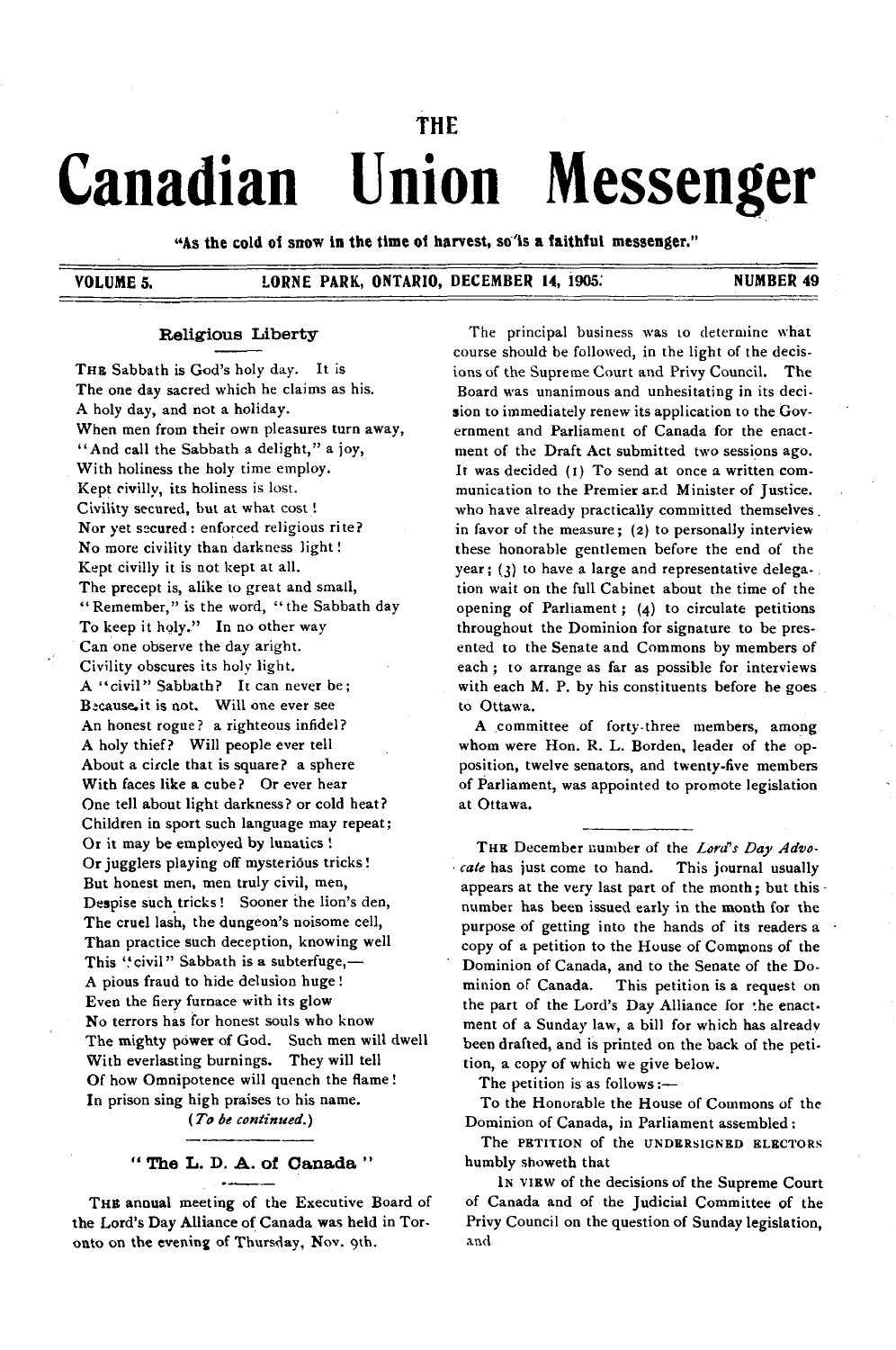THE

# Canadian Union Messenger

"As the cold of snow in the time of harvest, so is a faithful messenger."

VOLUME 5. LORNE PARK, ONTARIO, DECEMBER 14, 1905. NUMBER 49

## Religious Liberty

THE Sabbath is God's holy day. It is
The one day sacred which he claims as his.
A holy day, and not a holiday.
When men from their own pleasures turn away,
"And call the Sabbath a delight," a joy,
With holiness the holy time employ.
Kept civilly, its holiness is lost.
Civility secured, but at what cost!
Nor yet secured: enforced religious rite?
No more civility than darkness light!
Kept civilly it is not kept at all.
The precept is, alike to great and small,
"Remember," is the word, "the Sabbath day
To keep it holy." In no other way
Can one observe the day aright.
Civility obscures its holy light.
A "civil" Sabbath? It can never be;
Because it is not. Will one ever see
An honest rogue? a righteous infidel?
A holy thief? Will people ever tell
About a circle that is square? a sphere
With faces like a cube? Or ever hear
One tell about light darkness? or cold heat?
Children in sport such language may repeat;
Or it may be employed by lunatics!
Or jugglers playing off mysterious tricks!
But honest men, men truly civil, men,
Despise such tricks! Sooner the lion's den,
The cruel lash, the dungeon's noisome cell,
Than practice such deception, knowing well
This "civil" Sabbath is a subterfuge,—
A pious fraud to hide delusion huge!
Even the fiery furnace with its glow
No terrors has for honest souls who know
The mighty power of God. Such men will dwell
With everlasting burnings. They will tell
Of how Omnipotence will quench the flame!
In prison sing high praises to his name.

*(To be continued.)*

## "The L. D. A. of Canada"

THE annual meeting of the Executive Board of the Lord's Day Alliance of Canada was held in Toronto on the evening of Thursday, Nov. 9th.

The principal business was to determine what course should be followed, in the light of the decisions of the Supreme Court and Privy Council. The Board was unanimous and unhesitating in its decision to immediately renew its application to the Government and Parliament of Canada for the enactment of the Draft Act submitted two sessions ago. It was decided (1) To send at once a written communication to the Premier and Minister of Justice. who have already practically committed themselves in favor of the measure; (2) to personally interview these honorable gentlemen before the end of the year; (3) to have a large and representative delegation wait on the full Cabinet about the time of the opening of Parliament; (4) to circulate petitions throughout the Dominion for signature to be presented to the Senate and Commons by members of each; to arrange as far as possible for interviews with each M. P. by his constituents before he goes to Ottawa.

A committee of forty-three members, among whom were Hon. R. L. Borden, leader of the opposition, twelve senators, and twenty-five members of Parliament, was appointed to promote legislation at Ottawa.

---

THE December number of the *Lord's Day Advocate* has just come to hand. This journal usually appears at the very last part of the month; but this number has been issued early in the month for the purpose of getting into the hands of its readers a copy of a petition to the House of Commons of the Dominion of Canada, and to the Senate of the Dominion of Canada. This petition is a request on the part of the Lord's Day Alliance for the enactment of a Sunday law, a bill for which has already been drafted, and is printed on the back of the petition, a copy of which we give below.

The petition is as follows:—

To the Honorable the House of Commons of the Dominion of Canada, in Parliament assembled:

The PETITION of the UNDERSIGNED ELECTORS humbly showeth that

IN VIEW of the decisions of the Supreme Court of Canada and of the Judicial Committee of the Privy Council on the question of Sunday legislation, and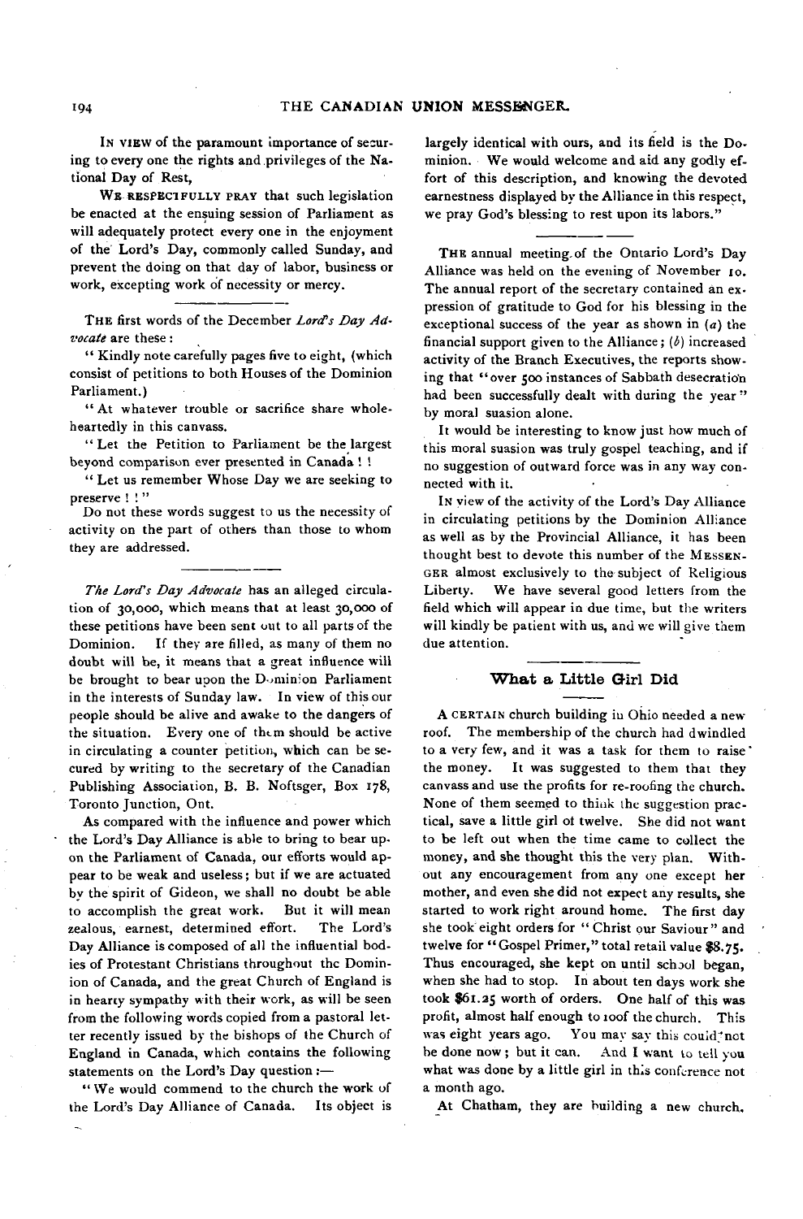IN VIEW of the paramount importance of securing to every one the rights and privileges of the National Day of Rest,

WE RESPECTFULLY PRAY that such legislation be enacted at the ensuing session of Parliament as will adequately protect every one in the enjoyment of the Lord's Day, commonly called Sunday, and prevent the doing on that day of labor, business or work, excepting work of necessity or mercy.

---

THE first words of the December *Lord's Day Advocate* are these:

"Kindly note carefully pages five to eight, (which consist of petitions to both Houses of the Dominion Parliament.)

"At whatever trouble or sacrifice share wholeheartedly in this canvass.

"Let the Petition to Parliament be the largest beyond comparison ever presented in Canada ! !

"Let us remember Whose Day we are seeking to preserve ! !"

Do not these words suggest to us the necessity of activity on the part of others than those to whom they are addressed.

---

*The Lord's Day Advocate* has an alleged circulation of 30,000, which means that at least 30,000 of these petitions have been sent out to all parts of the Dominion. If they are filled, as many of them no doubt will be, it means that a great influence will be brought to bear upon the Dominion Parliament in the interests of Sunday law. In view of this our people should be alive and awake to the dangers of the situation. Every one of them should be active in circulating a counter petition, which can be secured by writing to the secretary of the Canadian Publishing Association, B. B. Noftsger, Box 178, Toronto Junction, Ont.

As compared with the influence and power which the Lord's Day Alliance is able to bring to bear upon the Parliament of Canada, our efforts would appear to be weak and useless; but if we are actuated by the spirit of Gideon, we shall no doubt be able to accomplish the great work. But it will mean zealous, earnest, determined effort. The Lord's Day Alliance is composed of all the influential bodies of Protestant Christians throughout the Dominion of Canada, and the great Church of England is in hearty sympathy with their work, as will be seen from the following words copied from a pastoral letter recently issued by the bishops of the Church of England in Canada, which contains the following statements on the Lord's Day question:—

"We would commend to the church the work of the Lord's Day Alliance of Canada. Its object is largely identical with ours, and its field is the Dominion. We would welcome and aid any godly effort of this description, and knowing the devoted earnestness displayed by the Alliance in this respect, we pray God's blessing to rest upon its labors."

---

THE annual meeting of the Ontario Lord's Day Alliance was held on the evening of November 10. The annual report of the secretary contained an expression of gratitude to God for his blessing in the exceptional success of the year as shown in (*a*) the financial support given to the Alliance; (*b*) increased activity of the Branch Executives, the reports showing that "over 500 instances of Sabbath desecration had been successfully dealt with during the year" by moral suasion alone.

It would be interesting to know just how much of this moral suasion was truly gospel teaching, and if no suggestion of outward force was in any way connected with it.

IN view of the activity of the Lord's Day Alliance in circulating petitions by the Dominion Alliance as well as by the Provincial Alliance, it has been thought best to devote this number of the MESSENGER almost exclusively to the subject of Religious Liberty. We have several good letters from the field which will appear in due time, but the writers will kindly be patient with us, and we will give them due attention.

---

## What a Little Girl Did

A CERTAIN church building in Ohio needed a new roof. The membership of the church had dwindled to a very few, and it was a task for them to raise the money. It was suggested to them that they canvass and use the profits for re-roofing the church. None of them seemed to think the suggestion practical, save a little girl of twelve. She did not want to be left out when the time came to collect the money, and she thought this the very plan. Without any encouragement from any one except her mother, and even she did not expect any results, she started to work right around home. The first day she took eight orders for "Christ our Saviour" and twelve for "Gospel Primer," total retail value $8.75. Thus encouraged, she kept on until school began, when she had to stop. In about ten days work she took $61.25 worth of orders. One half of this was profit, almost half enough to roof the church. This was eight years ago. You may say this could not be done now; but it can. And I want to tell you what was done by a little girl in this conference not a month ago.

At Chatham, they are building a new church.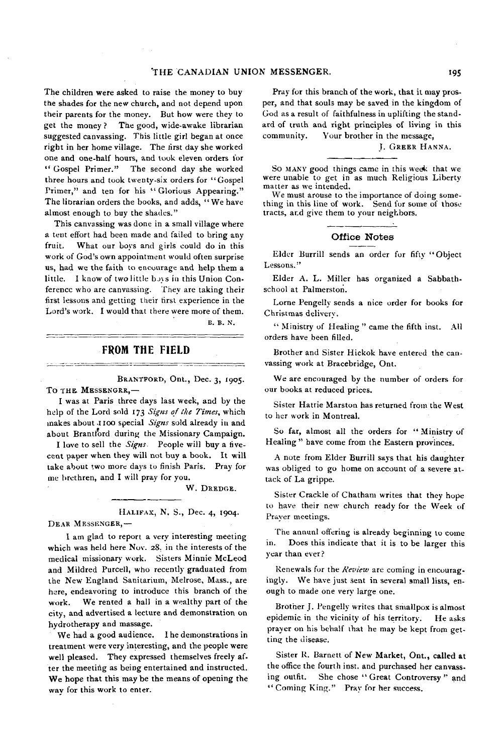The children were asked to raise the money to buy the shades for the new church, and not depend upon their parents for the money. But how were they to get the money? The good, wide-awake librarian suggested canvassing. This little girl began at once right in her home village. The first day she worked one and one-half hours, and took eleven orders for "Gospel Primer." The second day she worked three hours and took twenty-six orders for "Gospel Primer," and ten for his "Glorious Appearing." The librarian orders the books, and adds, "We have almost enough to buy the shades."

This canvassing was done in a small village where a tent effort had been made and failed to bring any fruit. What our boys and girls could do in this work of God's own appointment would often surprise us, had we the faith to encourage and help them a little. I know of two little boys in this Union Conference who are canvassing. They are taking their first lessons and getting their first experience in the Lord's work. I would that there were more of them.

B. B. N.

## FROM THE FIELD

BRANTFORD, Ont., Dec. 3, 1905.

TO THE MESSENGER,—

I was at Paris three days last week, and by the help of the Lord sold 173 *Signs of the Times*, which makes about 1100 special *Signs* sold already in and about Brantford during the Missionary Campaign.

I love to sell the *Signs*. People will buy a five-cent paper when they will not buy a book. It will take about two more days to finish Paris. Pray for me brethren, and I will pray for you.

W. DREDGE.

HALIFAX, N. S., Dec. 4, 1904.

DEAR MESSENGER,—

I am glad to report a very interesting meeting which was held here Nov. 28, in the interests of the medical missionary work. Sisters Minnie McLeod and Mildred Purcell, who recently graduated from the New England Sanitarium, Melrose, Mass., are here, endeavoring to introduce this branch of the work. We rented a hall in a wealthy part of the city, and advertised a lecture and demonstration on hydrotherapy and massage.

We had a good audience. The demonstrations in treatment were very interesting, and the people were well pleased. They expressed themselves freely after the meeting as being entertained and instructed. We hope that this may be the means of opening the way for this work to enter.

Pray for this branch of the work, that it may prosper, and that souls may be saved in the kingdom of God as a result of faithfulness in uplifting the standard of truth and right principles of living in this community. Your brother in the message,

J. GREER HANNA.

SO MANY good things came in this week that we were unable to get in as much Religious Liberty matter as we intended.

We must arouse to the importance of doing something in this line of work. Send for some of those tracts, and give them to your neighbors.

### Office Notes

Elder Burrill sends an order for fifty "Object Lessons."

Elder A. L. Miller has organized a Sabbath-school at Palmerston.

Lorne Pengelly sends a nice order for books for Christmas delivery.

"Ministry of Healing" came the fifth inst. All orders have been filled.

Brother and Sister Hickok have entered the canvassing work at Bracebridge, Ont.

We are encouraged by the number of orders for our books at reduced prices.

Sister Hattie Marston has returned from the West to her work in Montreal.

So far, almost all the orders for "Ministry of Healing" have come from the Eastern provinces.

A note from Elder Burrill says that his daughter was obliged to go home on account of a severe attack of La grippe.

Sister Crackle of Chatham writes that they hope to have their new church ready for the Week of Prayer meetings.

The annual offering is already beginning to come in. Does this indicate that it is to be larger this year than ever?

Renewals for the *Review* are coming in encouragingly. We have just sent in several small lists, enough to made one very large one.

Brother J. Pengelly writes that smallpox is almost epidemic in the vicinity of his territory. He asks prayer on his behalf that he may be kept from getting the disease.

Sister R. Barnett of New Market, Ont., called at the office the fourth inst. and purchased her canvassing outfit. She chose "Great Controversy" and "Coming King." Pray for her success.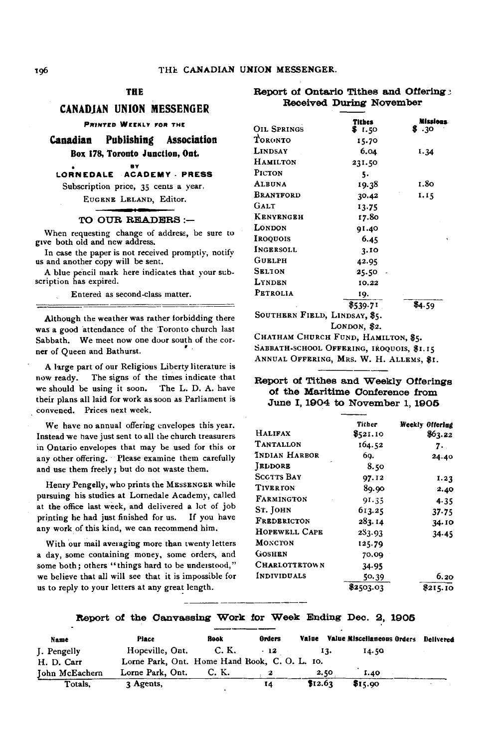# THE CANADIAN UNION MESSENGER

PRINTED WEEKLY FOR THE

## Canadian Publishing Association

**Box 178, Toronto Junction, Ont.**

BY

**LORNEDALE ACADEMY PRESS**

Subscription price, 35 cents a year.

EUGENE LELAND, Editor.

### TO OUR READERS :—

When requesting change of address, be sure to give both old and new address.

In case the paper is not received promptly, notify us and another copy will be sent.

A blue pencil mark here indicates that your subscription has expired.

Entered as second-class matter.

---

Although the weather was rather forbidding there was a good attendance of the Toronto church last Sabbath. We meet now one door south of the corner of Queen and Bathurst.

A large part of our Religious Liberty literature is now ready. The signs of the times indicate that we should be using it soon. The L. D. A. have their plans all laid for work as soon as Parliament is convened. Prices next week.

We have no annual offering envelopes this year. Instead we have just sent to all the church treasurers in Ontario envelopes that may be used for this or any other offering. Please examine them carefully and use them freely; but do not waste them.

Henry Pengelly, who prints the MESSENGER while pursuing his studies at Lornedale Academy, called at the office last week, and delivered a lot of job printing he had just finished for us. If you have any work of this kind, we can recommend him.

With our mail averaging more than twenty letters a day, some containing money, some orders, and some both; others "things hard to be understood," we believe that all will see that it is impossible for us to reply to your letters at any great length.

### Report of Ontario Tithes and Offerings Received During November

| | Tithes | Missions |
|---|---|---|
| OIL SPRINGS | $ 1.50 | $ .30 |
| TORONTO | 15.70 | |
| LINDSAY | 6.04 | 1.34 |
| HAMILTON | 231.50 | |
| PICTON | 5. | |
| ALBUNA | 19.38 | 1.80 |
| BRANTFORD | 30.42 | 1.15 |
| GALT | 13.75 | |
| KENYENGEH | 17.80 | |
| LONDON | 91.40 | |
| IROQUOIS | 6.45 | |
| INGERSOLL | 3.10 | |
| GUELPH | 42.95 | |
| SELTON | 25.50 | |
| LYNDEN | 10.22 | |
| PETROLIA | 19. | |
| | $539.71 | $4.59 |

SOUTHERN FIELD, LINDSAY, $5.
LONDON, $2.

CHATHAM CHURCH FUND, HAMILTON, $5.

SABBATH-SCHOOL OFFERING, IROQUOIS, $1.15

ANNUAL OFFERING, MRS. W. H. ALLEMS, $1.

### Report of Tithes and Weekly Offerings of the Maritime Conference from June 1, 1904 to November 1, 1905

| | Tithes | Weekly Offering |
|---|---|---|
| HALIFAX | $521.10 | $63.22 |
| TANTALLON | 164.52 | 7. |
| INDIAN HARBOR | 69. | 24.40 |
| JEDDORE | 8.50 | |
| SCOTTS BAY | 97.12 | 1.23 |
| TIVERTON | 89.90 | 2.40 |
| FARMINGTON | 91.35 | 4.35 |
| ST. JOHN | 613.25 | 37.75 |
| FREDERICTON | 283.14 | 34.10 |
| HOPEWELL CAPE | 283.93 | 34.45 |
| MONCTON | 125.79 | |
| GOSHEN | 70.09 | |
| CHARLOTTETOWN | 34.95 | |
| INDIVIDUALS | 50.39 | 6.20 |
| | $2503.03 | $215.10 |

### Report of the Canvassing Work for Week Ending Dec. 2, 1905

| Name | Place | Book | Orders | Value | Value Miscellaneous Orders | Delivered |
|---|---|---|---|---|---|---|
| J. Pengelly | Hopeville, Ont. | C. K. | 12 | 13. | 14.50 | |
| H. D. Carr | Lorne Park, Ont. | Home Hand Book, C. O. L. | 10. | | | |
| John McEachern | Lorne Park, Ont. | C. K. | 2 | 2.50 | 1.40 | |
| Totals, | 3 Agents, | | 14 | $12.63 | $15.90 | |